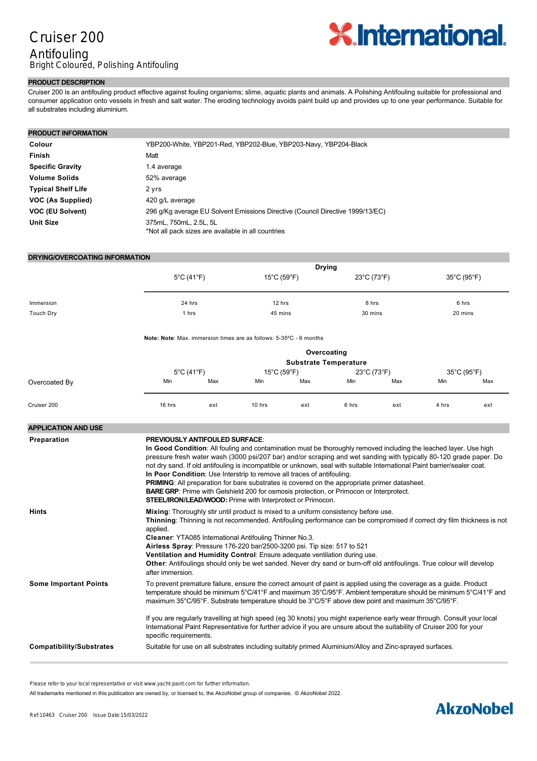# Cruiser 200

## Antifouling

Bright Coloured, Polishing Antifouling

## PRODUCT DESCRIPTION

Cruiser 200 is an antifouling product effective against fouling organisms; slime, aquatic plants and animals. A Polishing Antifouling suitable for professional and consumer application onto vessels in fresh and salt water. The eroding technology avoids paint build up and provides up to one year performance. Suitable for all substrates including aluminium.

## PRODUCT INFORMATION

| | |
|---|---|
| **Colour** | YBP200-White, YBP201-Red, YBP202-Blue, YBP203-Navy, YBP204-Black |
| **Finish** | Matt |
| **Specific Gravity** | 1.4 average |
| **Volume Solids** | 52% average |
| **Typical Shelf Life** | 2 yrs |
| **VOC (As Supplied)** | 420 g/L average |
| **VOC (EU Solvent)** | 296 g/Kg average EU Solvent Emissions Directive (Council Directive 1999/13/EC) |
| **Unit Size** | 375mL, 750mL, 2.5L, 5L<br>*Not all pack sizes are available in all countries |

## DRYING/OVERCOATING INFORMATION

| | Drying | | | |
|---|---|---|---|---|
| | 5°C (41°F) | 15°C (59°F) | 23°C (73°F) | 35°C (95°F) |
| Immersion | 24 hrs | 12 hrs | 8 hrs | 6 hrs |
| Touch Dry | 1 hrs | 45 mins | 30 mins | 20 mins |

**Note: Note**: Max. immersion times are as follows: 5-35°C - 6 months

| | Overcoating Substrate Temperature | | | | | | | |
|---|---|---|---|---|---|---|---|---|
| | 5°C (41°F) | | 15°C (59°F) | | 23°C (73°F) | | 35°C (95°F) | |
| Overcoated By | Min | Max | Min | Max | Min | Max | Min | Max |
| Cruiser 200 | 16 hrs | ext | 10 hrs | ext | 6 hrs | ext | 4 hrs | ext |

## APPLICATION AND USE

**Preparation**

**PREVIOUSLY ANTIFOULED SURFACE**:
**In Good Condition**: All fouling and contamination must be thoroughly removed including the leached layer. Use high pressure fresh water wash (3000 psi/207 bar) and/or scraping and wet sanding with typically 80-120 grade paper. Do not dry sand. If old antifouling is incompatible or unknown, seal with suitable International Paint barrier/sealer coat.
**In Poor Condition**: Use Interstrip to remove all traces of antifouling.
**PRIMING**: All preparation for bare substrates is covered on the appropriate primer datasheet.
**BARE GRP**: Prime with Gelshield 200 for osmosis protection, or Primocon or Interprotect.
**STEEL/IRON/LEAD/WOOD:** Prime with Interprotect or Primocon.

**Hints**

**Mixing**: Thoroughly stir until product is mixed to a uniform consistency before use.
**Thinning**: Thinning is not recommended. Antifouling performance can be compromised if correct dry film thickness is not applied.
**Cleaner**: YTA085 International Antifouling Thinner No.3.
**Airless Spray**: Pressure 176-220 bar/2500-3200 psi. Tip size: 517 to 521
**Ventilation and Humidity Control**: Ensure adequate ventilation during use.
**Other**: Antifoulings should only be wet sanded. Never dry sand or burn-off old antifoulings. True colour will develop after immersion.

**Some Important Points**

To prevent premature failure, ensure the correct amount of paint is applied using the coverage as a guide. Product temperature should be minimum 5°C/41°F and maximum 35°C/95°F. Ambient temperature should be minimum 5°C/41°F and maximum 35°C/95°F. Substrate temperature should be 3°C/5°F above dew point and maximum 35°C/95°F.

If you are regularly travelling at high speed (eg 30 knots) you might experience early wear through. Consult your local International Paint Representative for further advice if you are unsure about the suitability of Cruiser 200 for your specific requirements.

**Compatibility/Substrates**

Suitable for use on all substrates including suitably primed Aluminium/Alloy and Zinc-sprayed surfaces.

Please refer to your local representative or visit www.yacht-paint.com for further information.

All trademarks mentioned in this publication are owned by, or licensed to, the AkzoNobel group of companies. © AkzoNobel 2022.

Ref:10463 Cruiser 200 Issue Date:15/03/2022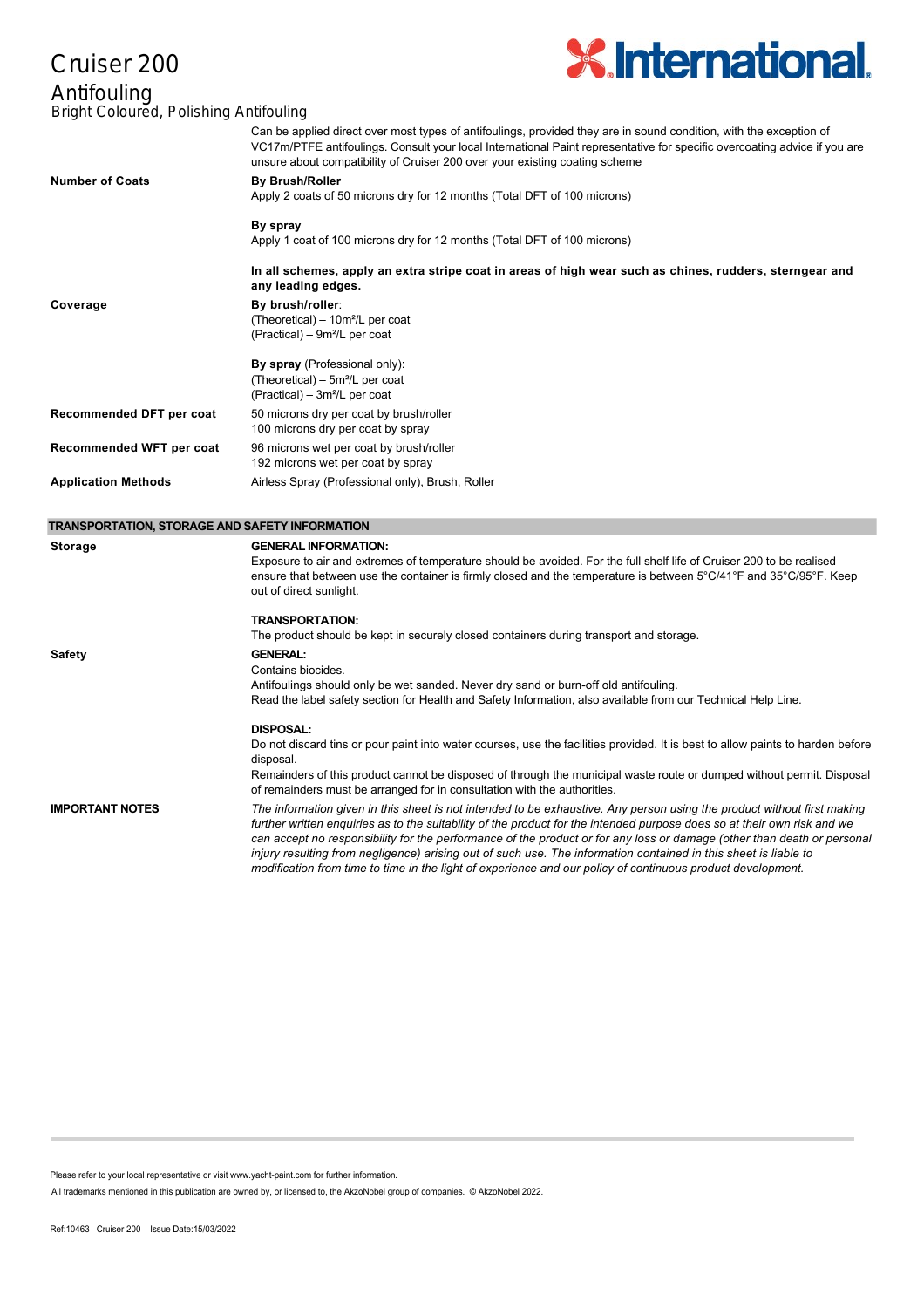Can be applied direct over most types of antifoulings, provided they are in sound condition, with the exception of VC17m/PTFE antifoulings. Consult your local International Paint representative for specific overcoating advice if you are unsure about compatibility of Cruiser 200 over your existing coating scheme

**Number of Coats**

**By Brush/Roller**
Apply 2 coats of 50 microns dry for 12 months (Total DFT of 100 microns)

**By spray**
Apply 1 coat of 100 microns dry for 12 months (Total DFT of 100 microns)

**In all schemes, apply an extra stripe coat in areas of high wear such as chines, rudders, sterngear and any leading edges.**

**Coverage**

**By brush/roller**:
(Theoretical) – $10m^2/L$ per coat
(Practical) – $9m^2/L$ per coat

**By spray** (Professional only):
(Theoretical) – $5m^2/L$ per coat
(Practical) – $3m^2/L$ per coat

**Recommended DFT per coat**

50 microns dry per coat by brush/roller
100 microns dry per coat by spray

**Recommended WFT per coat**

96 microns wet per coat by brush/roller
192 microns wet per coat by spray

**Application Methods**

Airless Spray (Professional only), Brush, Roller

## TRANSPORTATION, STORAGE AND SAFETY INFORMATION

**Storage**

**GENERAL INFORMATION:**
Exposure to air and extremes of temperature should be avoided. For the full shelf life of Cruiser 200 to be realised ensure that between use the container is firmly closed and the temperature is between 5°C/41°F and 35°C/95°F. Keep out of direct sunlight.

**TRANSPORTATION:**
The product should be kept in securely closed containers during transport and storage.

**Safety**

**GENERAL:**
Contains biocides.
Antifoulings should only be wet sanded. Never dry sand or burn-off old antifouling.
Read the label safety section for Health and Safety Information, also available from our Technical Help Line.

**DISPOSAL:**
Do not discard tins or pour paint into water courses, use the facilities provided. It is best to allow paints to harden before disposal.
Remainders of this product cannot be disposed of through the municipal waste route or dumped without permit. Disposal of remainders must be arranged for in consultation with the authorities.

**IMPORTANT NOTES**

*The information given in this sheet is not intended to be exhaustive. Any person using the product without first making further written enquiries as to the suitability of the product for the intended purpose does so at their own risk and we can accept no responsibility for the performance of the product or for any loss or damage (other than death or personal injury resulting from negligence) arising out of such use. The information contained in this sheet is liable to modification from time to time in the light of experience and our policy of continuous product development.*

Please refer to your local representative or visit www.yacht-paint.com for further information.

All trademarks mentioned in this publication are owned by, or licensed to, the AkzoNobel group of companies. © AkzoNobel 2022.

Ref:10463 Cruiser 200 Issue Date:15/03/2022